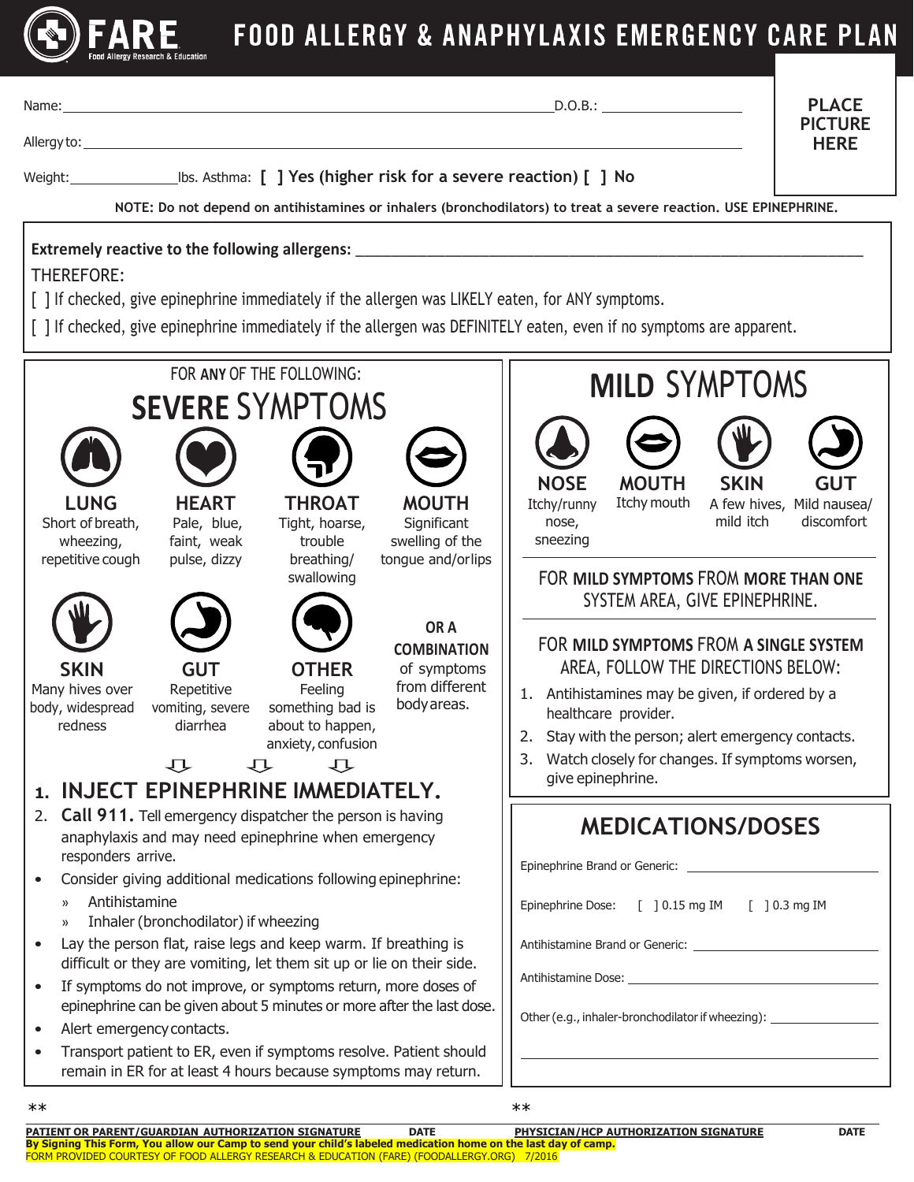# FARE Food Allergy Research & Education

# FOOD ALLERGY & ANAPHYLAXIS EMERGENCY CARE PLAN

Name: ______________________________ D.O.B.: ______________

Allergy to: ______________________________

Weight: ______________ lbs. Asthma: **[ ] Yes (higher risk for a severe reaction) [ ] No**

PLACE PICTURE HERE

**NOTE: Do not depend on antihistamines or inhalers (bronchodilators) to treat a severe reaction. USE EPINEPHRINE.**

**Extremely reactive to the following allergens:** ______________________________

THEREFORE:

[ ] If checked, give epinephrine immediately if the allergen was LIKELY eaten, for ANY symptoms.

[ ] If checked, give epinephrine immediately if the allergen was DEFINITELY eaten, even if no symptoms are apparent.

## FOR ANY OF THE FOLLOWING: SEVERE SYMPTOMS

- **LUNG**: Short of breath, wheezing, repetitive cough
- **HEART**: Pale, blue, faint, weak pulse, dizzy
- **THROAT**: Tight, hoarse, trouble breathing/swallowing
- **MOUTH**: Significant swelling of the tongue and/or lips
- **SKIN**: Many hives over body, widespread redness
- **GUT**: Repetitive vomiting, severe diarrhea
- **OTHER**: Feeling something bad is about to happen, anxiety, confusion
- **OR A COMBINATION** of symptoms from different body areas.

1. **INJECT EPINEPHRINE IMMEDIATELY.**
2. **Call 911.** Tell emergency dispatcher the person is having anaphylaxis and may need epinephrine when emergency responders arrive.

- Consider giving additional medications following epinephrine:
  - Antihistamine
  - Inhaler (bronchodilator) if wheezing
- Lay the person flat, raise legs and keep warm. If breathing is difficult or they are vomiting, let them sit up or lie on their side.
- If symptoms do not improve, or symptoms return, more doses of epinephrine can be given about 5 minutes or more after the last dose.
- Alert emergency contacts.
- Transport patient to ER, even if symptoms resolve. Patient should remain in ER for at least 4 hours because symptoms may return.

## MILD SYMPTOMS

- **NOSE**: Itchy/runny nose, sneezing
- **MOUTH**: Itchy mouth
- **SKIN**: A few hives, mild itch
- **GUT**: Mild nausea/discomfort

FOR **MILD SYMPTOMS** FROM **MORE THAN ONE** SYSTEM AREA, GIVE EPINEPHRINE.

FOR **MILD SYMPTOMS** FROM **A SINGLE SYSTEM** AREA, FOLLOW THE DIRECTIONS BELOW:

1. Antihistamines may be given, if ordered by a healthcare provider.
2. Stay with the person; alert emergency contacts.
3. Watch closely for changes. If symptoms worsen, give epinephrine.

## MEDICATIONS/DOSES

Epinephrine Brand or Generic: ______________

Epinephrine Dose: [ ] 0.15 mg IM [ ] 0.3 mg IM

Antihistamine Brand or Generic: ______________

Antihistamine Dose: ______________

Other (e.g., inhaler-bronchodilator if wheezing): ______________

______________________________

** ______________________________ **

**PATIENT OR PARENT/GUARDIAN AUTHORIZATION SIGNATURE** | **DATE** | **PHYSICIAN/HCP AUTHORIZATION SIGNATURE** | **DATE**

**By Signing This Form, You allow our Camp to send your child's labeled medication home on the last day of camp.**

FORM PROVIDED COURTESY OF FOOD ALLERGY RESEARCH & EDUCATION (FARE) (FOODALLERGY.ORG) 7/2016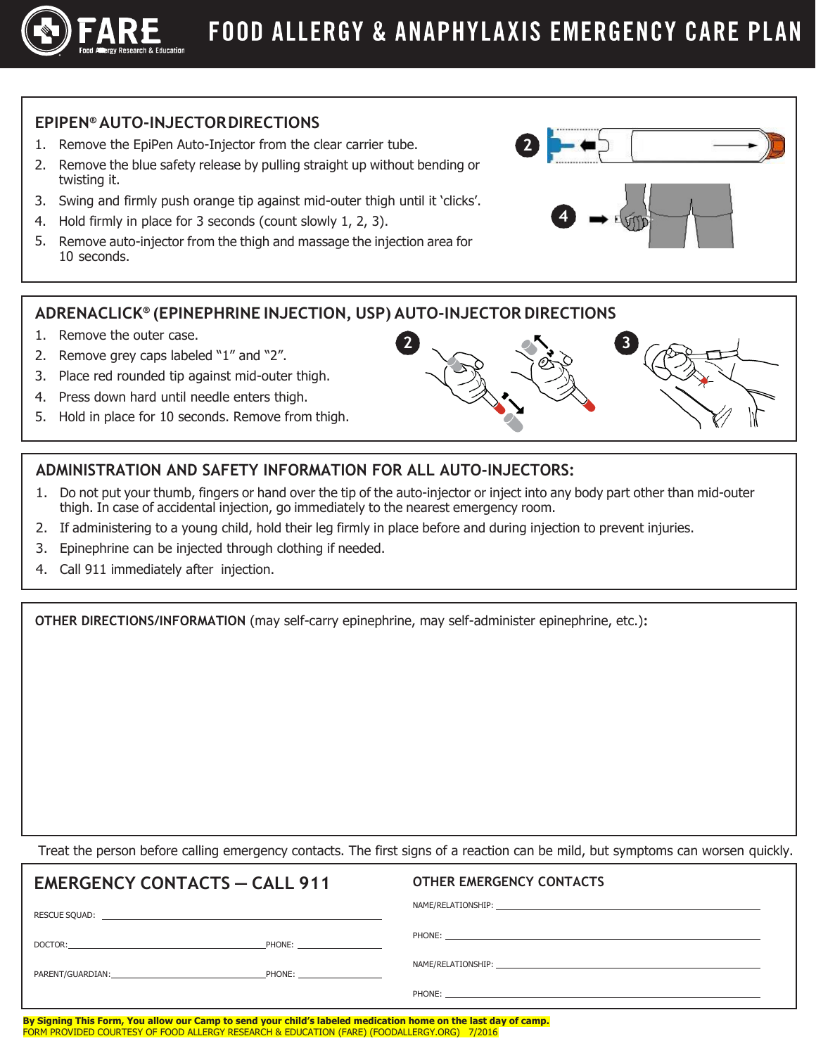# FOOD ALLERGY & ANAPHYLAXIS EMERGENCY CARE PLAN

## EPIPEN® AUTO-INJECTOR DIRECTIONS

1. Remove the EpiPen Auto-Injector from the clear carrier tube.
2. Remove the blue safety release by pulling straight up without bending or twisting it.
3. Swing and firmly push orange tip against mid-outer thigh until it 'clicks'.
4. Hold firmly in place for 3 seconds (count slowly 1, 2, 3).
5. Remove auto-injector from the thigh and massage the injection area for 10 seconds.

## ADRENACLICK® (EPINEPHRINE INJECTION, USP) AUTO-INJECTOR DIRECTIONS

1. Remove the outer case.
2. Remove grey caps labeled "1" and "2".
3. Place red rounded tip against mid-outer thigh.
4. Press down hard until needle enters thigh.
5. Hold in place for 10 seconds. Remove from thigh.

## ADMINISTRATION AND SAFETY INFORMATION FOR ALL AUTO-INJECTORS:

1. Do not put your thumb, fingers or hand over the tip of the auto-injector or inject into any body part other than mid-outer thigh. In case of accidental injection, go immediately to the nearest emergency room.
2. If administering to a young child, hold their leg firmly in place before and during injection to prevent injuries.
3. Epinephrine can be injected through clothing if needed.
4. Call 911 immediately after injection.

**OTHER DIRECTIONS/INFORMATION** (may self-carry epinephrine, may self-administer epinephrine, etc.)**:**

Treat the person before calling emergency contacts. The first signs of a reaction can be mild, but symptoms can worsen quickly.

## EMERGENCY CONTACTS — CALL 911

RESCUE SQUAD: ______________________

DOCTOR: ______________________ PHONE: ______________________

PARENT/GUARDIAN: ______________________ PHONE: ______________________

## OTHER EMERGENCY CONTACTS

NAME/RELATIONSHIP: ______________________

PHONE: ______________________

NAME/RELATIONSHIP: ______________________

PHONE: ______________________

**By Signing This Form, You allow our Camp to send your child's labeled medication home on the last day of camp.**

FORM PROVIDED COURTESY OF FOOD ALLERGY RESEARCH & EDUCATION (FARE) (FOODALLERGY.ORG) 7/2016